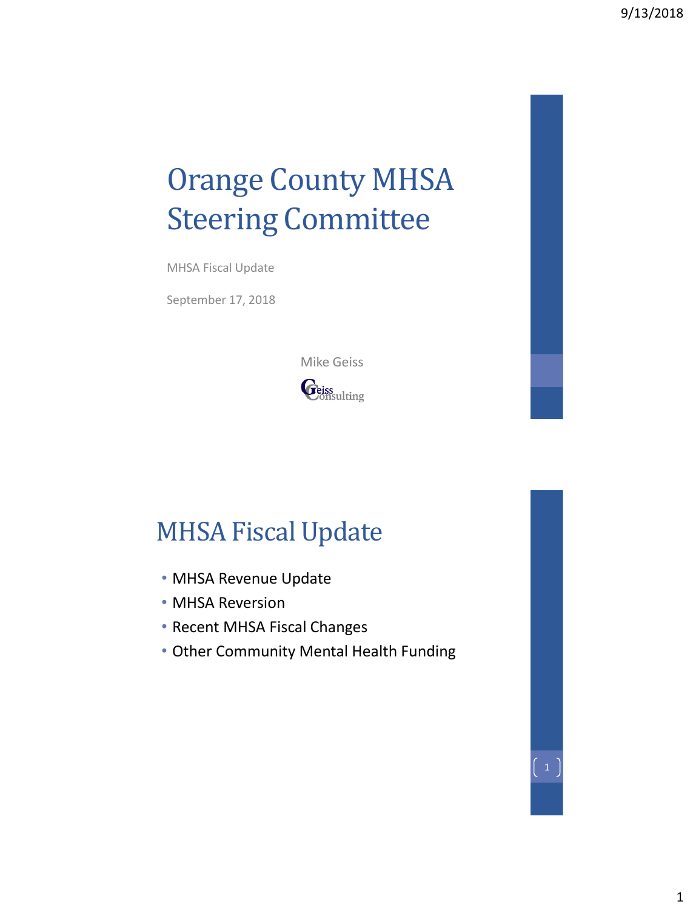# Orange County MHSA Steering Committee

MHSA Fiscal Update

September 17, 2018

Mike Geiss

Geiss Consulting

## MHSA Fiscal Update

- MHSA Revenue Update
- MHSA Reversion
- Recent MHSA Fiscal Changes
- Other Community Mental Health Funding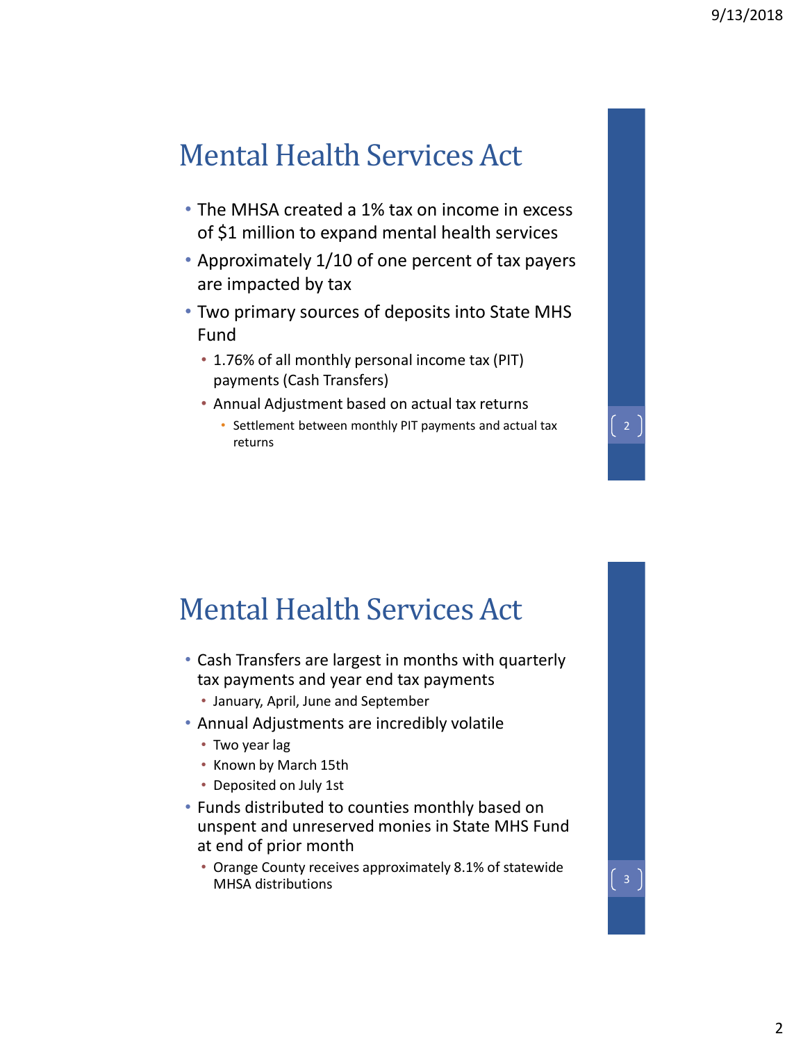## Mental Health Services Act

- The MHSA created a 1% tax on income in excess of $1 million to expand mental health services
- Approximately 1/10 of one percent of tax payers are impacted by tax
- Two primary sources of deposits into State MHS Fund
  - 1.76% of all monthly personal income tax (PIT) payments (Cash Transfers)
  - Annual Adjustment based on actual tax returns
    - Settlement between monthly PIT payments and actual tax returns

## Mental Health Services Act

- Cash Transfers are largest in months with quarterly tax payments and year end tax payments
  - January, April, June and September
- Annual Adjustments are incredibly volatile
  - Two year lag
  - Known by March 15th
  - Deposited on July 1st
- Funds distributed to counties monthly based on unspent and unreserved monies in State MHS Fund at end of prior month
  - Orange County receives approximately 8.1% of statewide MHSA distributions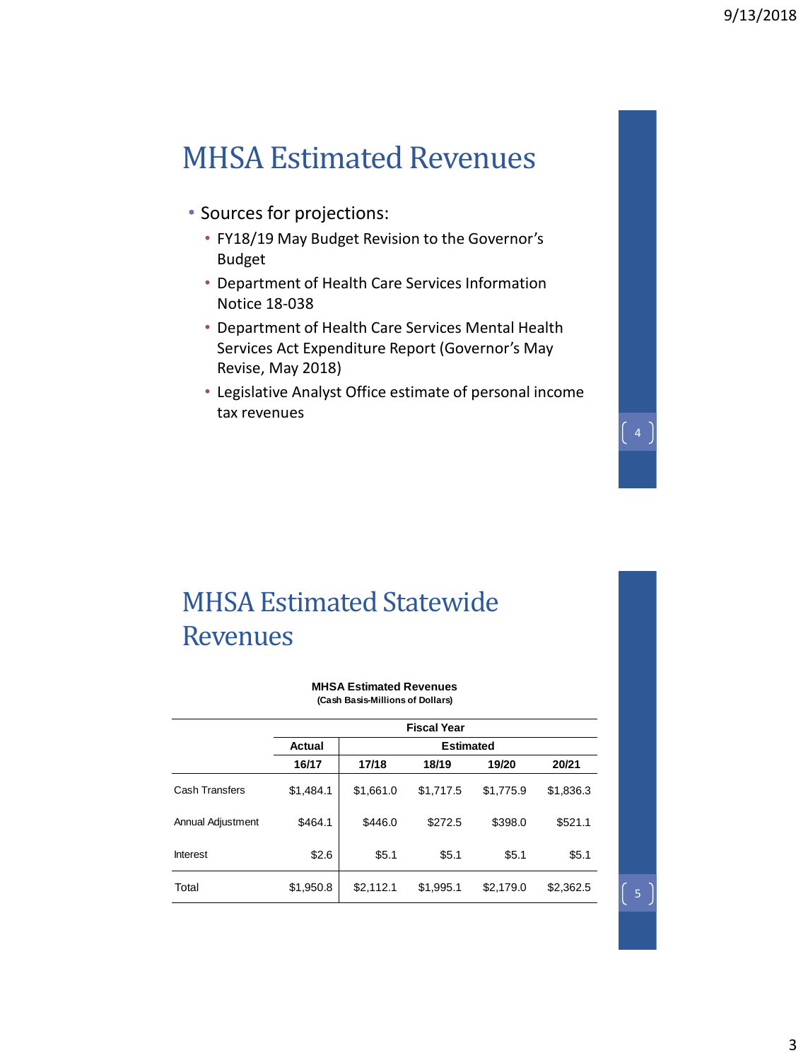# MHSA Estimated Revenues

- Sources for projections:
  - FY18/19 May Budget Revision to the Governor's Budget
  - Department of Health Care Services Information Notice 18-038
  - Department of Health Care Services Mental Health Services Act Expenditure Report (Governor's May Revise, May 2018)
  - Legislative Analyst Office estimate of personal income tax revenues

# MHSA Estimated Statewide Revenues

**MHSA Estimated Revenues**
**(Cash Basis-Millions of Dollars)**

| | Fiscal Year | | | | |
|---|---|---|---|---|---|
| | Actual | Estimated | | | |
| | 16/17 | 17/18 | 18/19 | 19/20 | 20/21 |
| Cash Transfers | $1,484.1 | $1,661.0 | $1,717.5 | $1,775.9 | $1,836.3 |
| Annual Adjustment | $464.1 | $446.0 | $272.5 | $398.0 | $521.1 |
| Interest | $2.6 | $5.1 | $5.1 | $5.1 | $5.1 |
| Total | $1,950.8 | $2,112.1 | $1,995.1 | $2,179.0 | $2,362.5 |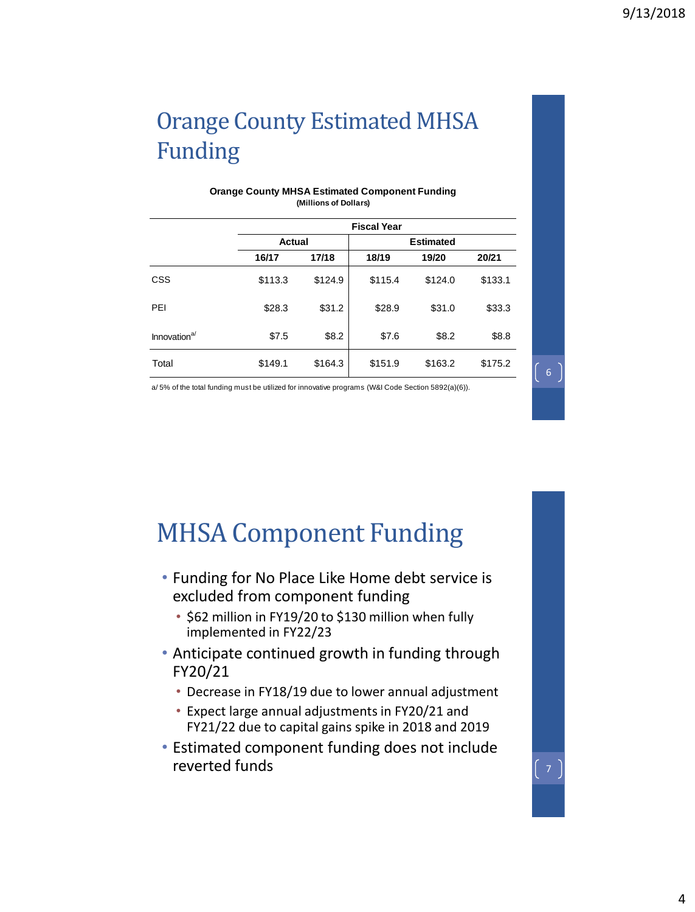# Orange County Estimated MHSA Funding

**Orange County MHSA Estimated Component Funding**
**(Millions of Dollars)**

| | Fiscal Year | | | | |
|---|---|---|---|---|---|
| | Actual | | Estimated | | |
| | 16/17 | 17/18 | 18/19 | 19/20 | 20/21 |
| CSS | $113.3 | $124.9 | $115.4 | $124.0 | $133.1 |
| PEI | $28.3 | $31.2 | $28.9 | $31.0 | $33.3 |
| Innovation[a/] | $7.5 | $8.2 | $7.6 | $8.2 | $8.8 |
| Total | $149.1 | $164.3 | $151.9 | $163.2 | $175.2 |

a/ 5% of the total funding must be utilized for innovative programs (W&I Code Section 5892(a)(6)).

# MHSA Component Funding

- Funding for No Place Like Home debt service is excluded from component funding
  - $62 million in FY19/20 to $130 million when fully implemented in FY22/23
- Anticipate continued growth in funding through FY20/21
  - Decrease in FY18/19 due to lower annual adjustment
  - Expect large annual adjustments in FY20/21 and FY21/22 due to capital gains spike in 2018 and 2019
- Estimated component funding does not include reverted funds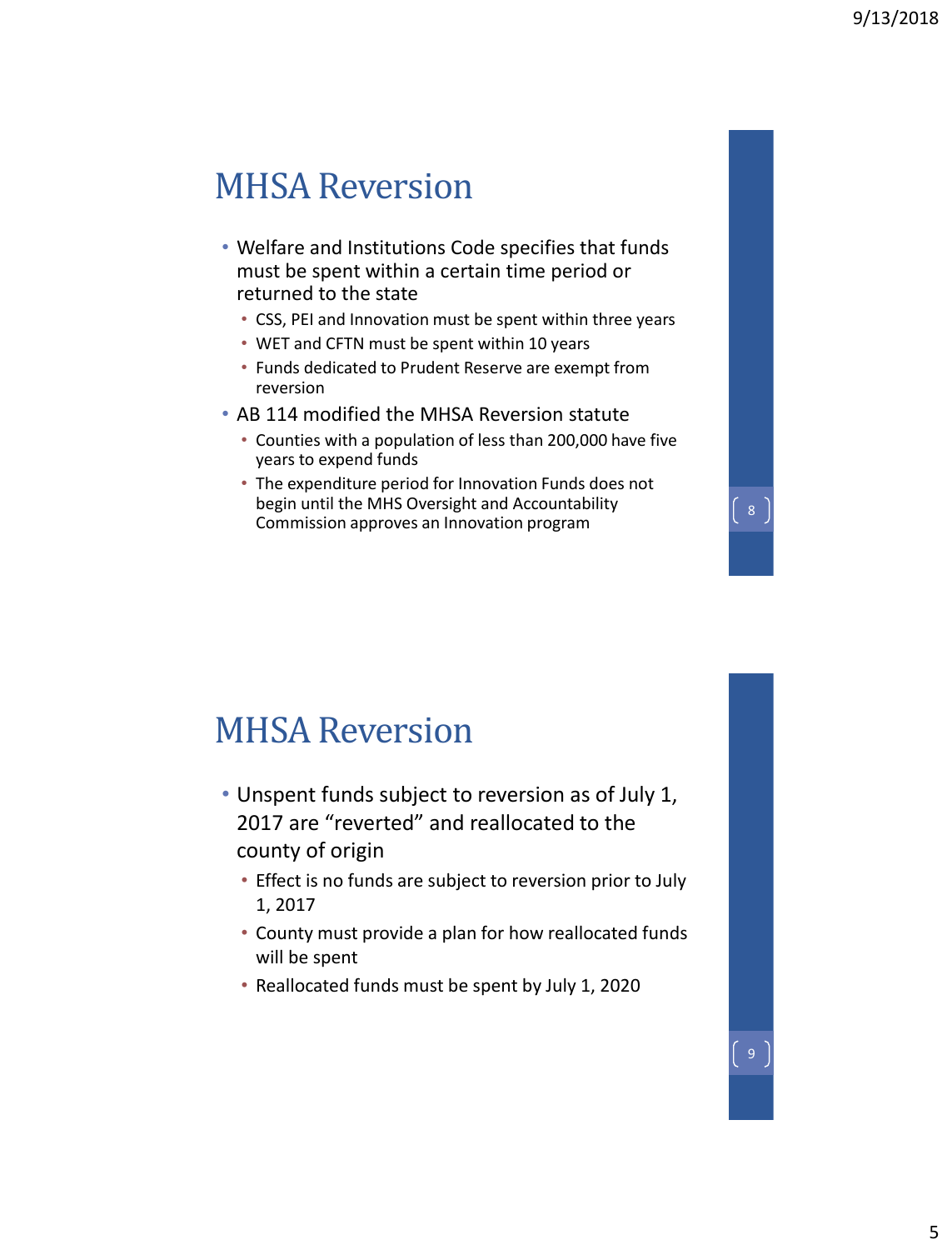## MHSA Reversion

- Welfare and Institutions Code specifies that funds must be spent within a certain time period or returned to the state
  - CSS, PEI and Innovation must be spent within three years
  - WET and CFTN must be spent within 10 years
  - Funds dedicated to Prudent Reserve are exempt from reversion
- AB 114 modified the MHSA Reversion statute
  - Counties with a population of less than 200,000 have five years to expend funds
  - The expenditure period for Innovation Funds does not begin until the MHS Oversight and Accountability Commission approves an Innovation program

## MHSA Reversion

- Unspent funds subject to reversion as of July 1, 2017 are “reverted” and reallocated to the county of origin
  - Effect is no funds are subject to reversion prior to July 1, 2017
  - County must provide a plan for how reallocated funds will be spent
  - Reallocated funds must be spent by July 1, 2020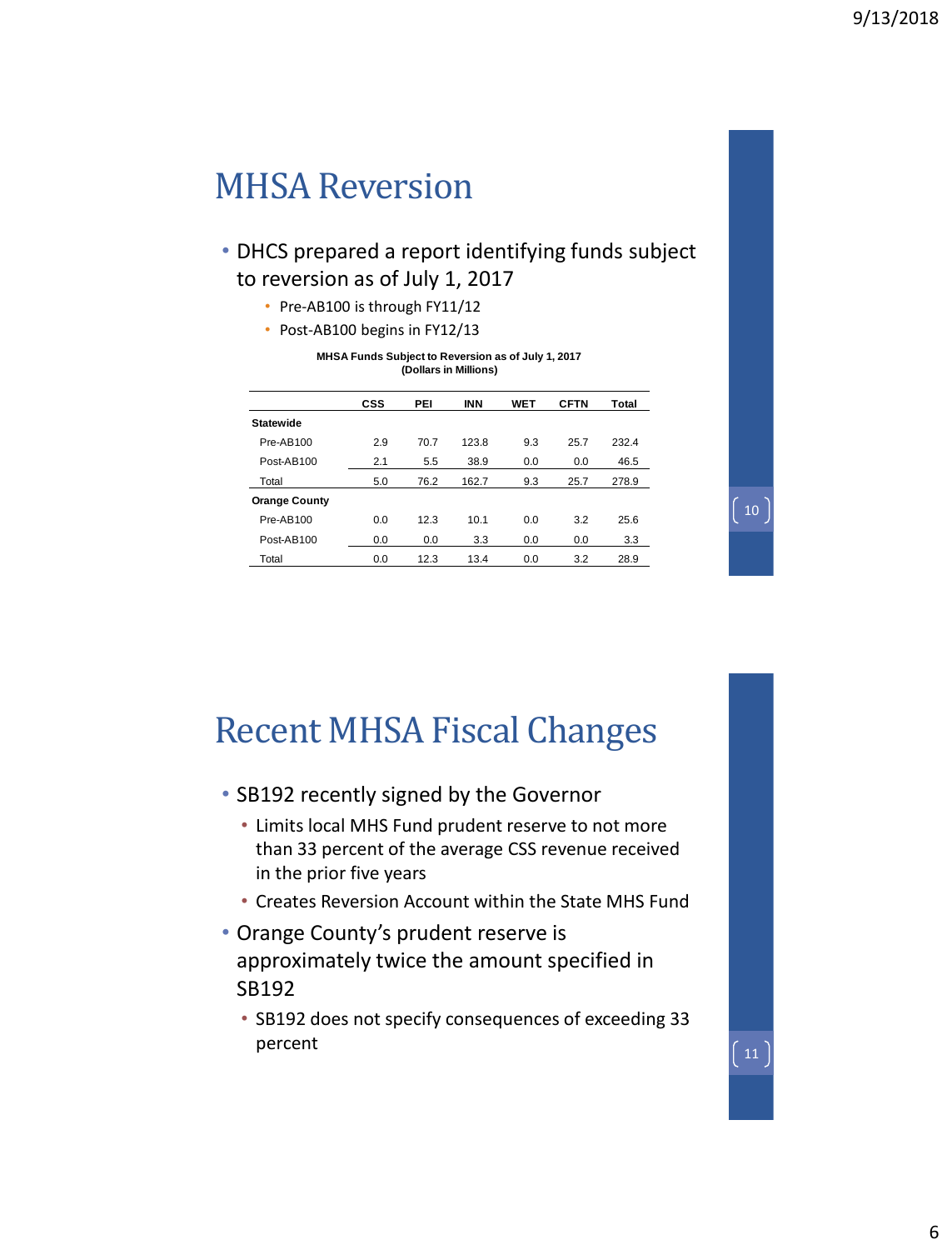# MHSA Reversion

- DHCS prepared a report identifying funds subject to reversion as of July 1, 2017
  - Pre-AB100 is through FY11/12
  - Post-AB100 begins in FY12/13

**MHSA Funds Subject to Reversion as of July 1, 2017**
**(Dollars in Millions)**

| | CSS | PEI | INN | WET | CFTN | Total |
|---|---|---|---|---|---|---|
| **Statewide** | | | | | | |
| Pre-AB100 | 2.9 | 70.7 | 123.8 | 9.3 | 25.7 | 232.4 |
| Post-AB100 | 2.1 | 5.5 | 38.9 | 0.0 | 0.0 | 46.5 |
| Total | 5.0 | 76.2 | 162.7 | 9.3 | 25.7 | 278.9 |
| **Orange County** | | | | | | |
| Pre-AB100 | 0.0 | 12.3 | 10.1 | 0.0 | 3.2 | 25.6 |
| Post-AB100 | 0.0 | 0.0 | 3.3 | 0.0 | 0.0 | 3.3 |
| Total | 0.0 | 12.3 | 13.4 | 0.0 | 3.2 | 28.9 |

# Recent MHSA Fiscal Changes

- SB192 recently signed by the Governor
  - Limits local MHS Fund prudent reserve to not more than 33 percent of the average CSS revenue received in the prior five years
  - Creates Reversion Account within the State MHS Fund
- Orange County's prudent reserve is approximately twice the amount specified in SB192
  - SB192 does not specify consequences of exceeding 33 percent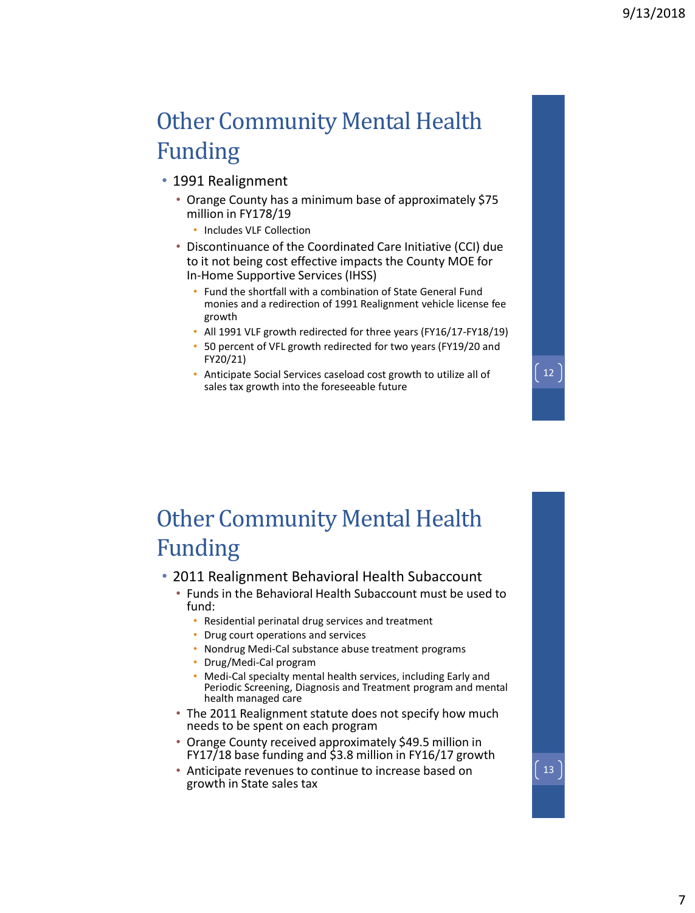# Other Community Mental Health Funding

- 1991 Realignment
  - Orange County has a minimum base of approximately $75 million in FY178/19
    - Includes VLF Collection
  - Discontinuance of the Coordinated Care Initiative (CCI) due to it not being cost effective impacts the County MOE for In-Home Supportive Services (IHSS)
    - Fund the shortfall with a combination of State General Fund monies and a redirection of 1991 Realignment vehicle license fee growth
    - All 1991 VLF growth redirected for three years (FY16/17-FY18/19)
    - 50 percent of VFL growth redirected for two years (FY19/20 and FY20/21)
    - Anticipate Social Services caseload cost growth to utilize all of sales tax growth into the foreseeable future

# Other Community Mental Health Funding

- 2011 Realignment Behavioral Health Subaccount
  - Funds in the Behavioral Health Subaccount must be used to fund:
    - Residential perinatal drug services and treatment
    - Drug court operations and services
    - Nondrug Medi-Cal substance abuse treatment programs
    - Drug/Medi-Cal program
    - Medi-Cal specialty mental health services, including Early and Periodic Screening, Diagnosis and Treatment program and mental health managed care
  - The 2011 Realignment statute does not specify how much needs to be spent on each program
  - Orange County received approximately $49.5 million in FY17/18 base funding and $3.8 million in FY16/17 growth
  - Anticipate revenues to continue to increase based on growth in State sales tax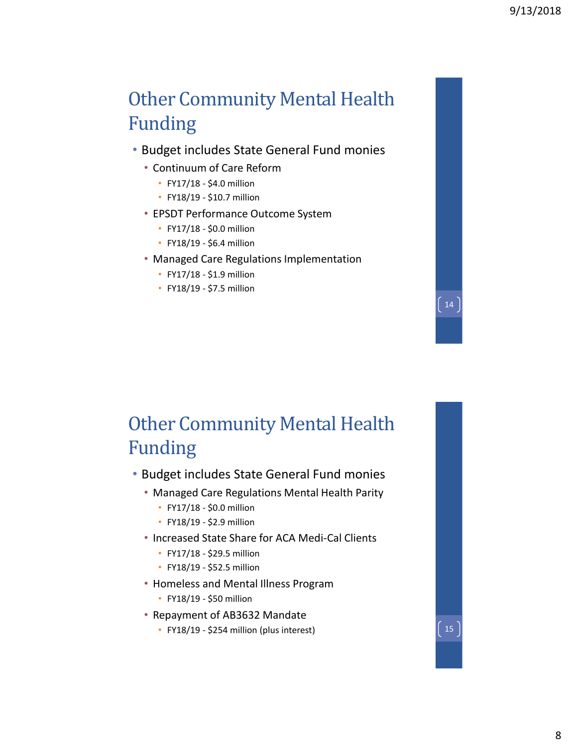## Other Community Mental Health Funding

- Budget includes State General Fund monies
  - Continuum of Care Reform
    - FY17/18 - $4.0 million
    - FY18/19 - $10.7 million
  - EPSDT Performance Outcome System
    - FY17/18 - $0.0 million
    - FY18/19 - $6.4 million
  - Managed Care Regulations Implementation
    - FY17/18 - $1.9 million
    - FY18/19 - $7.5 million

## Other Community Mental Health Funding

- Budget includes State General Fund monies
  - Managed Care Regulations Mental Health Parity
    - FY17/18 - $0.0 million
    - FY18/19 - $2.9 million
  - Increased State Share for ACA Medi-Cal Clients
    - FY17/18 - $29.5 million
    - FY18/19 - $52.5 million
  - Homeless and Mental Illness Program
    - FY18/19 - $50 million
  - Repayment of AB3632 Mandate
    - FY18/19 - $254 million (plus interest)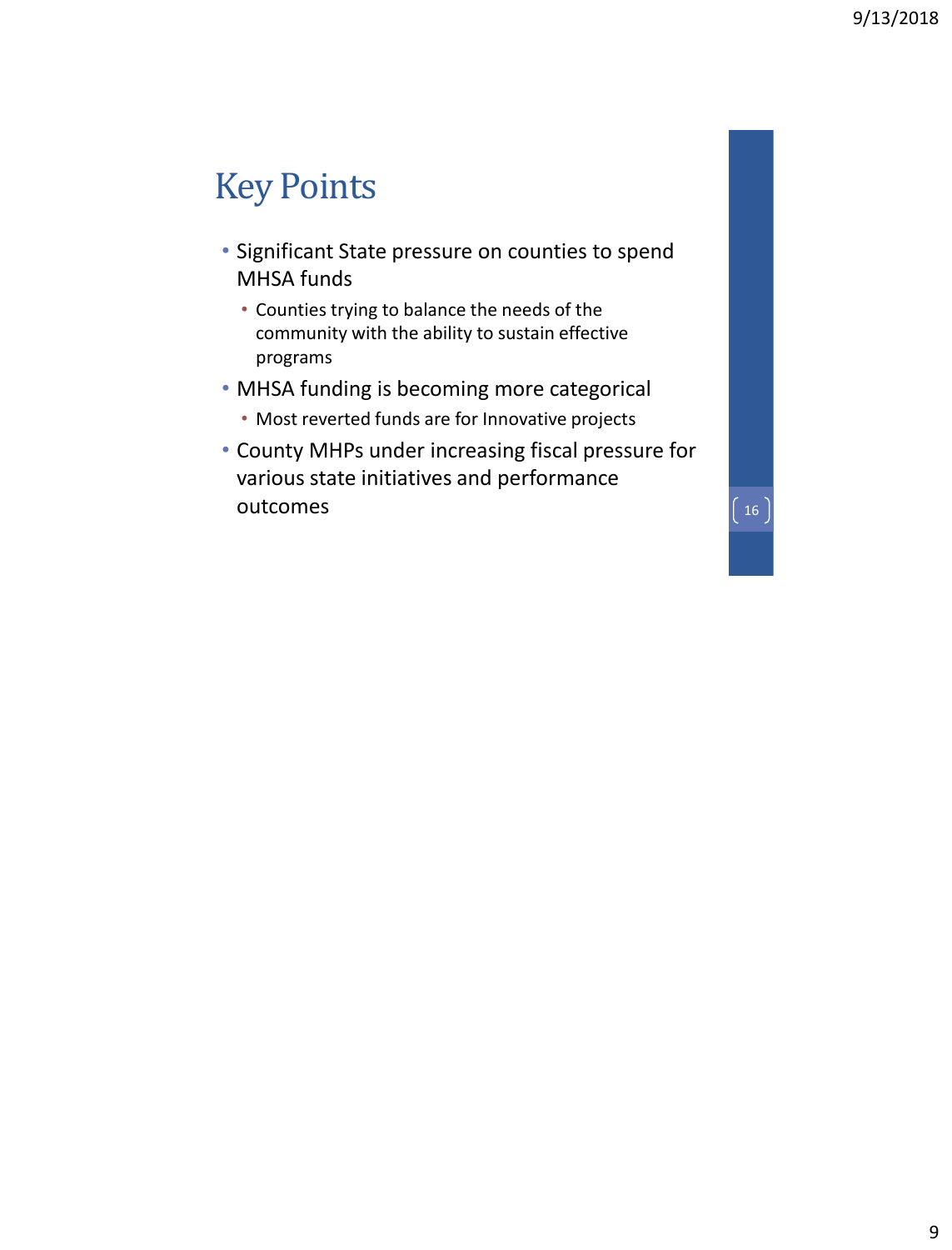# Key Points

- Significant State pressure on counties to spend MHSA funds
  - Counties trying to balance the needs of the community with the ability to sustain effective programs
- MHSA funding is becoming more categorical
  - Most reverted funds are for Innovative projects
- County MHPs under increasing fiscal pressure for various state initiatives and performance outcomes